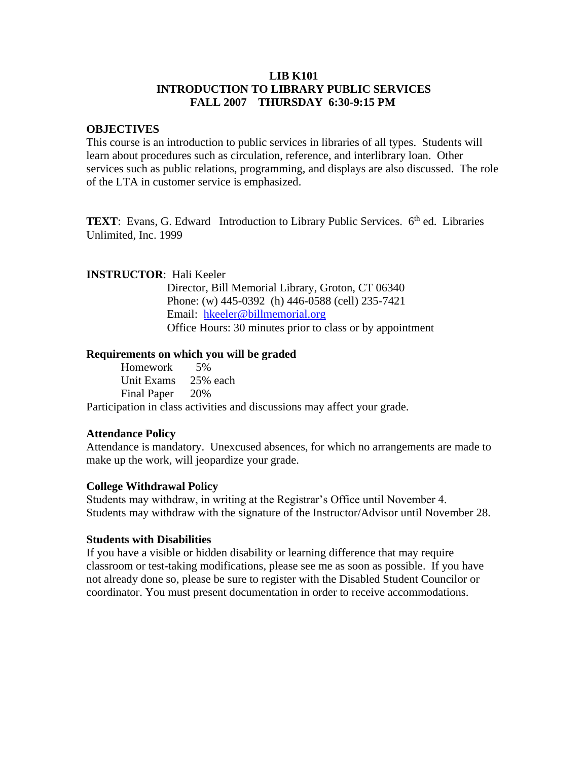# LIB K101
# INTRODUCTION TO LIBRARY PUBLIC SERVICES
## FALL 2007 THURSDAY 6:30-9:15 PM

### OBJECTIVES

This course is an introduction to public services in libraries of all types. Students will learn about procedures such as circulation, reference, and interlibrary loan. Other services such as public relations, programming, and displays are also discussed. The role of the LTA in customer service is emphasized.

**TEXT**: Evans, G. Edward Introduction to Library Public Services. 6th ed. Libraries Unlimited, Inc. 1999

**INSTRUCTOR**: Hali Keeler
Director, Bill Memorial Library, Groton, CT 06340
Phone: (w) 445-0392 (h) 446-0588 (cell) 235-7421
Email: hkeeler@billmemorial.org
Office Hours: 30 minutes prior to class or by appointment

### Requirements on which you will be graded

| | |
|---|---|
| Homework | 5% |
| Unit Exams | 25% each |
| Final Paper | 20% |

Participation in class activities and discussions may affect your grade.

### Attendance Policy

Attendance is mandatory. Unexcused absences, for which no arrangements are made to make up the work, will jeopardize your grade.

### College Withdrawal Policy

Students may withdraw, in writing at the Registrar's Office until November 4.
Students may withdraw with the signature of the Instructor/Advisor until November 28.

### Students with Disabilities

If you have a visible or hidden disability or learning difference that may require classroom or test-taking modifications, please see me as soon as possible. If you have not already done so, please be sure to register with the Disabled Student Councilor or coordinator. You must present documentation in order to receive accommodations.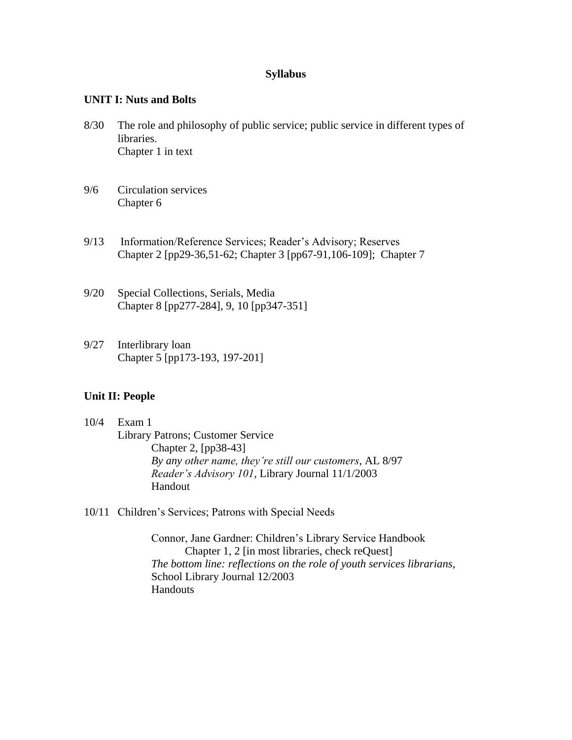**Syllabus**

**UNIT I: Nuts and Bolts**

8/30 The role and philosophy of public service; public service in different types of libraries.
Chapter 1 in text

9/6 Circulation services
Chapter 6

9/13 Information/Reference Services; Reader's Advisory; Reserves
Chapter 2 [pp29-36,51-62; Chapter 3 [pp67-91,106-109]; Chapter 7

9/20 Special Collections, Serials, Media
Chapter 8 [pp277-284], 9, 10 [pp347-351]

9/27 Interlibrary loan
Chapter 5 [pp173-193, 197-201]

**Unit II: People**

10/4 Exam 1
Library Patrons; Customer Service
Chapter 2, [pp38-43]
*By any other name, they're still our customers*, AL 8/97
*Reader's Advisory 101*, Library Journal 11/1/2003
Handout

10/11 Children's Services; Patrons with Special Needs

Connor, Jane Gardner: Children's Library Service Handbook
Chapter 1, 2 [in most libraries, check reQuest]
*The bottom line: reflections on the role of youth services librarians*, School Library Journal 12/2003
Handouts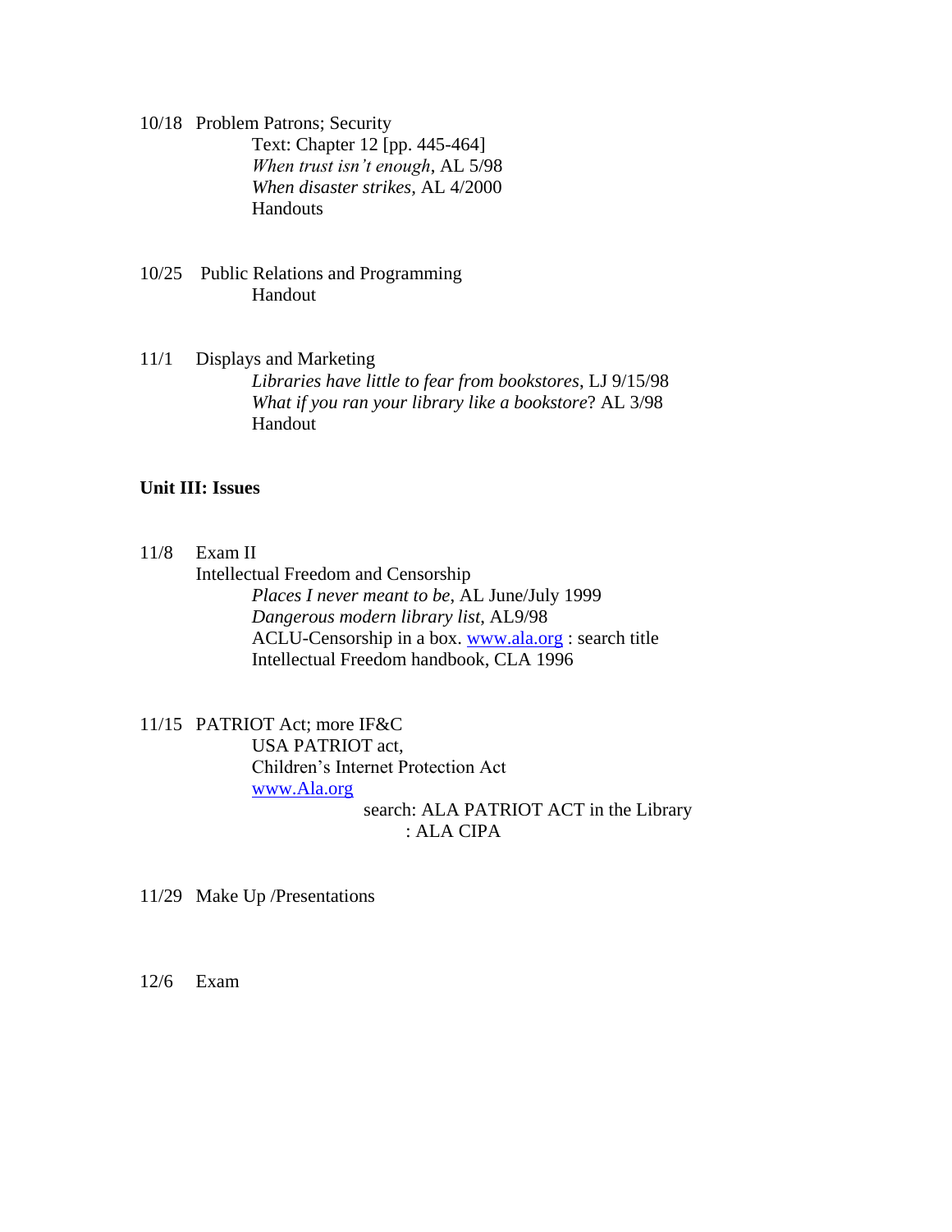10/18 Problem Patrons; Security

Text: Chapter 12 [pp. 445-464]
*When trust isn't enough*, AL 5/98
*When disaster strikes*, AL 4/2000
Handouts

10/25 Public Relations and Programming

Handout

11/1 Displays and Marketing

*Libraries have little to fear from bookstores*, LJ 9/15/98
*What if you ran your library like a bookstore*? AL 3/98
Handout

**Unit III: Issues**

11/8 Exam II

Intellectual Freedom and Censorship

*Places I never meant to be*, AL June/July 1999
*Dangerous modern library list*, AL9/98
ACLU-Censorship in a box. [www.ala.org](http://www.ala.org) : search title
Intellectual Freedom handbook, CLA 1996

11/15 PATRIOT Act; more IF&C

USA PATRIOT act,
Children's Internet Protection Act
[www.Ala.org](http://www.Ala.org)

search: ALA PATRIOT ACT in the Library
: ALA CIPA

11/29 Make Up /Presentations

12/6 Exam